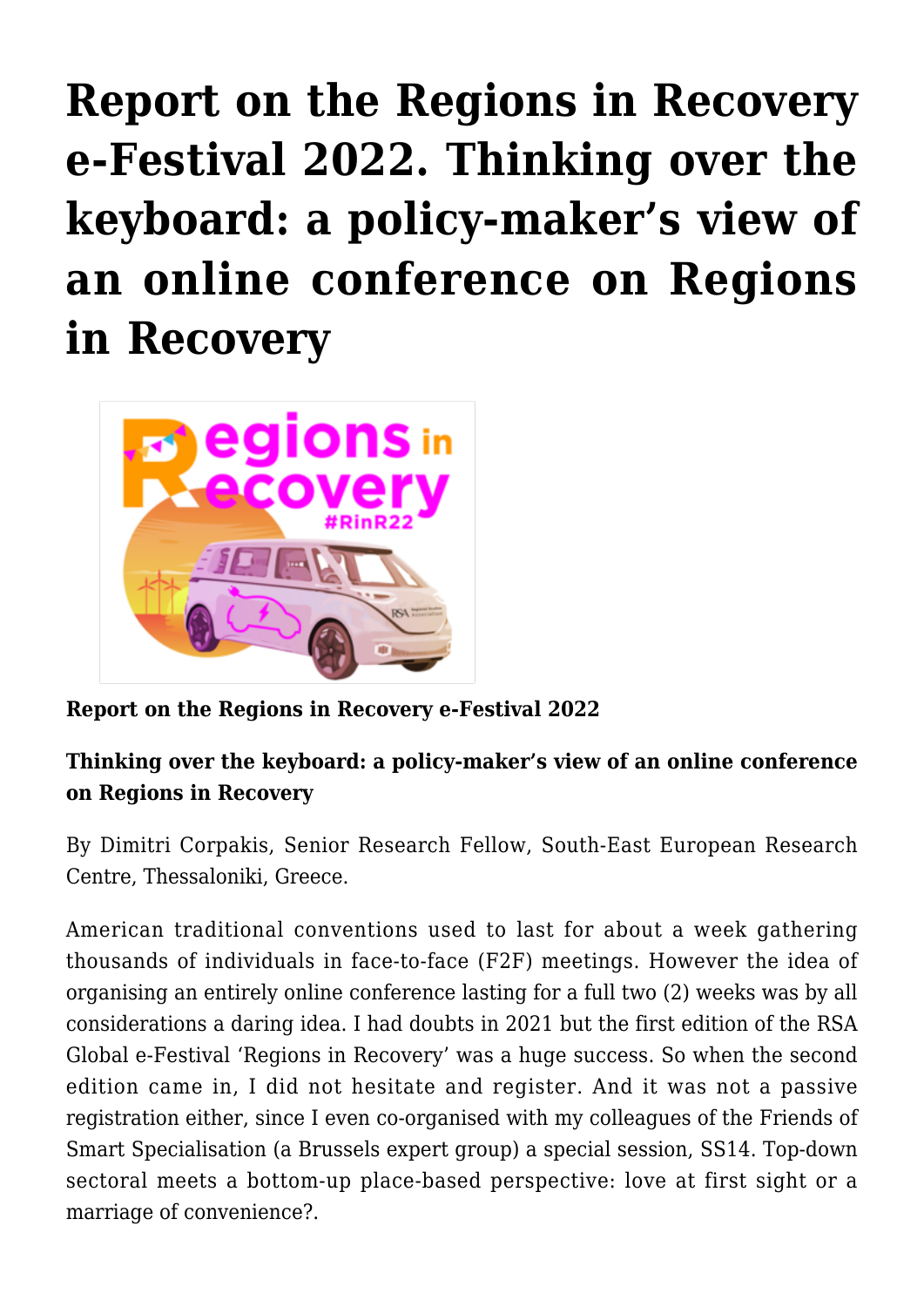# Report on the Regions in Recovery e-Festival 2022. Thinking over the keyboard: a policy-maker's view of an online conference on Regions in Recovery

**Report on the Regions in Recovery e-Festival 2022**

**Thinking over the keyboard: a policy-maker's view of an online conference on Regions in Recovery**

By Dimitri Corpakis, Senior Research Fellow, South-East European Research Centre, Thessaloniki, Greece.

American traditional conventions used to last for about a week gathering thousands of individuals in face-to-face (F2F) meetings. However the idea of organising an entirely online conference lasting for a full two (2) weeks was by all considerations a daring idea. I had doubts in 2021 but the first edition of the RSA Global e-Festival 'Regions in Recovery' was a huge success. So when the second edition came in, I did not hesitate and register. And it was not a passive registration either, since I even co-organised with my colleagues of the Friends of Smart Specialisation (a Brussels expert group) a special session, SS14. Top-down sectoral meets a bottom-up place-based perspective: love at first sight or a marriage of convenience?.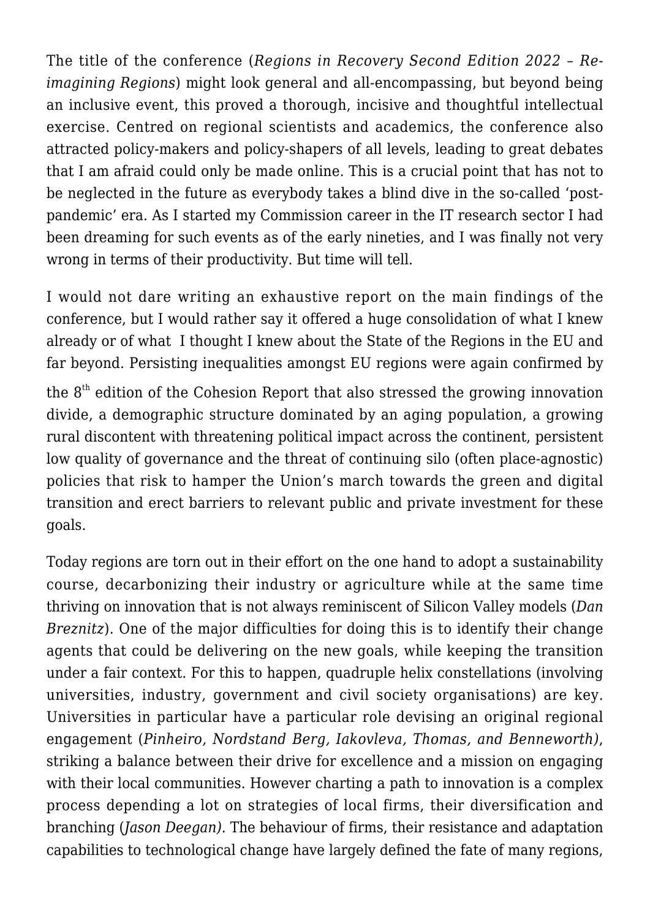The title of the conference (*Regions in Recovery Second Edition 2022 – Re-imagining Regions*) might look general and all-encompassing, but beyond being an inclusive event, this proved a thorough, incisive and thoughtful intellectual exercise. Centred on regional scientists and academics, the conference also attracted policy-makers and policy-shapers of all levels, leading to great debates that I am afraid could only be made online. This is a crucial point that has not to be neglected in the future as everybody takes a blind dive in the so-called 'post-pandemic' era. As I started my Commission career in the IT research sector I had been dreaming for such events as of the early nineties, and I was finally not very wrong in terms of their productivity. But time will tell.

I would not dare writing an exhaustive report on the main findings of the conference, but I would rather say it offered a huge consolidation of what I knew already or of what I thought I knew about the State of the Regions in the EU and far beyond. Persisting inequalities amongst EU regions were again confirmed by the 8th edition of the Cohesion Report that also stressed the growing innovation divide, a demographic structure dominated by an aging population, a growing rural discontent with threatening political impact across the continent, persistent low quality of governance and the threat of continuing silo (often place-agnostic) policies that risk to hamper the Union's march towards the green and digital transition and erect barriers to relevant public and private investment for these goals.

Today regions are torn out in their effort on the one hand to adopt a sustainability course, decarbonizing their industry or agriculture while at the same time thriving on innovation that is not always reminiscent of Silicon Valley models (*Dan Breznitz*). One of the major difficulties for doing this is to identify their change agents that could be delivering on the new goals, while keeping the transition under a fair context. For this to happen, quadruple helix constellations (involving universities, industry, government and civil society organisations) are key. Universities in particular have a particular role devising an original regional engagement (*Pinheiro, Nordstand Berg, Iakovleva, Thomas, and Benneworth)*, striking a balance between their drive for excellence and a mission on engaging with their local communities. However charting a path to innovation is a complex process depending a lot on strategies of local firms, their diversification and branching (*Jason Deegan)*. The behaviour of firms, their resistance and adaptation capabilities to technological change have largely defined the fate of many regions,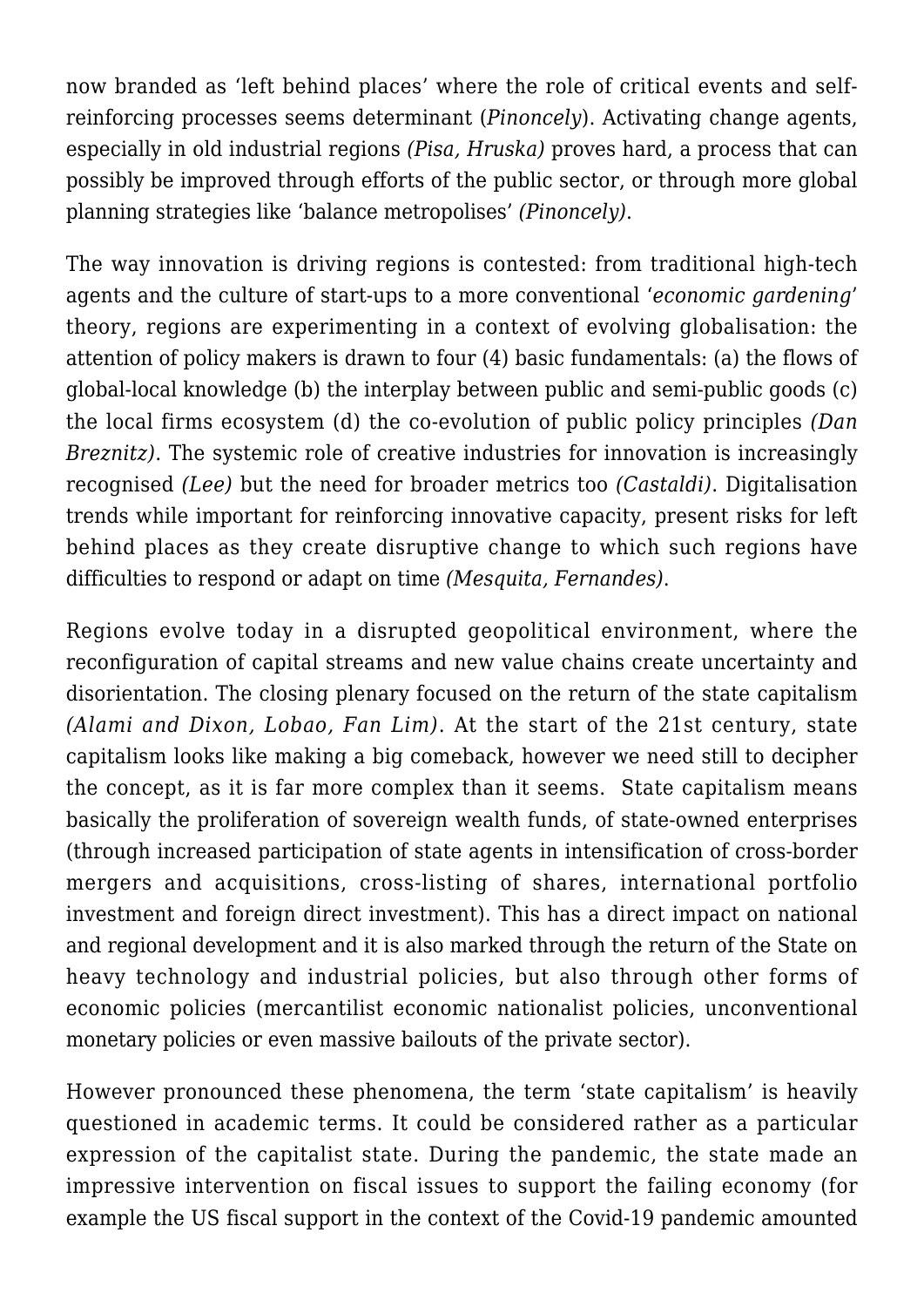now branded as 'left behind places' where the role of critical events and self-reinforcing processes seems determinant (*Pinoncely*). Activating change agents, especially in old industrial regions *(Pisa, Hruska)* proves hard, a process that can possibly be improved through efforts of the public sector, or through more global planning strategies like 'balance metropolises' *(Pinoncely)*.

The way innovation is driving regions is contested: from traditional high-tech agents and the culture of start-ups to a more conventional '*economic gardening*' theory, regions are experimenting in a context of evolving globalisation: the attention of policy makers is drawn to four (4) basic fundamentals: (a) the flows of global-local knowledge (b) the interplay between public and semi-public goods (c) the local firms ecosystem (d) the co-evolution of public policy principles *(Dan Breznitz)*. The systemic role of creative industries for innovation is increasingly recognised *(Lee)* but the need for broader metrics too *(Castaldi)*. Digitalisation trends while important for reinforcing innovative capacity, present risks for left behind places as they create disruptive change to which such regions have difficulties to respond or adapt on time *(Mesquita, Fernandes)*.

Regions evolve today in a disrupted geopolitical environment, where the reconfiguration of capital streams and new value chains create uncertainty and disorientation. The closing plenary focused on the return of the state capitalism *(Alami and Dixon, Lobao, Fan Lim)*. At the start of the 21st century, state capitalism looks like making a big comeback, however we need still to decipher the concept, as it is far more complex than it seems. State capitalism means basically the proliferation of sovereign wealth funds, of state-owned enterprises (through increased participation of state agents in intensification of cross-border mergers and acquisitions, cross-listing of shares, international portfolio investment and foreign direct investment). This has a direct impact on national and regional development and it is also marked through the return of the State on heavy technology and industrial policies, but also through other forms of economic policies (mercantilist economic nationalist policies, unconventional monetary policies or even massive bailouts of the private sector).

However pronounced these phenomena, the term 'state capitalism' is heavily questioned in academic terms. It could be considered rather as a particular expression of the capitalist state. During the pandemic, the state made an impressive intervention on fiscal issues to support the failing economy (for example the US fiscal support in the context of the Covid-19 pandemic amounted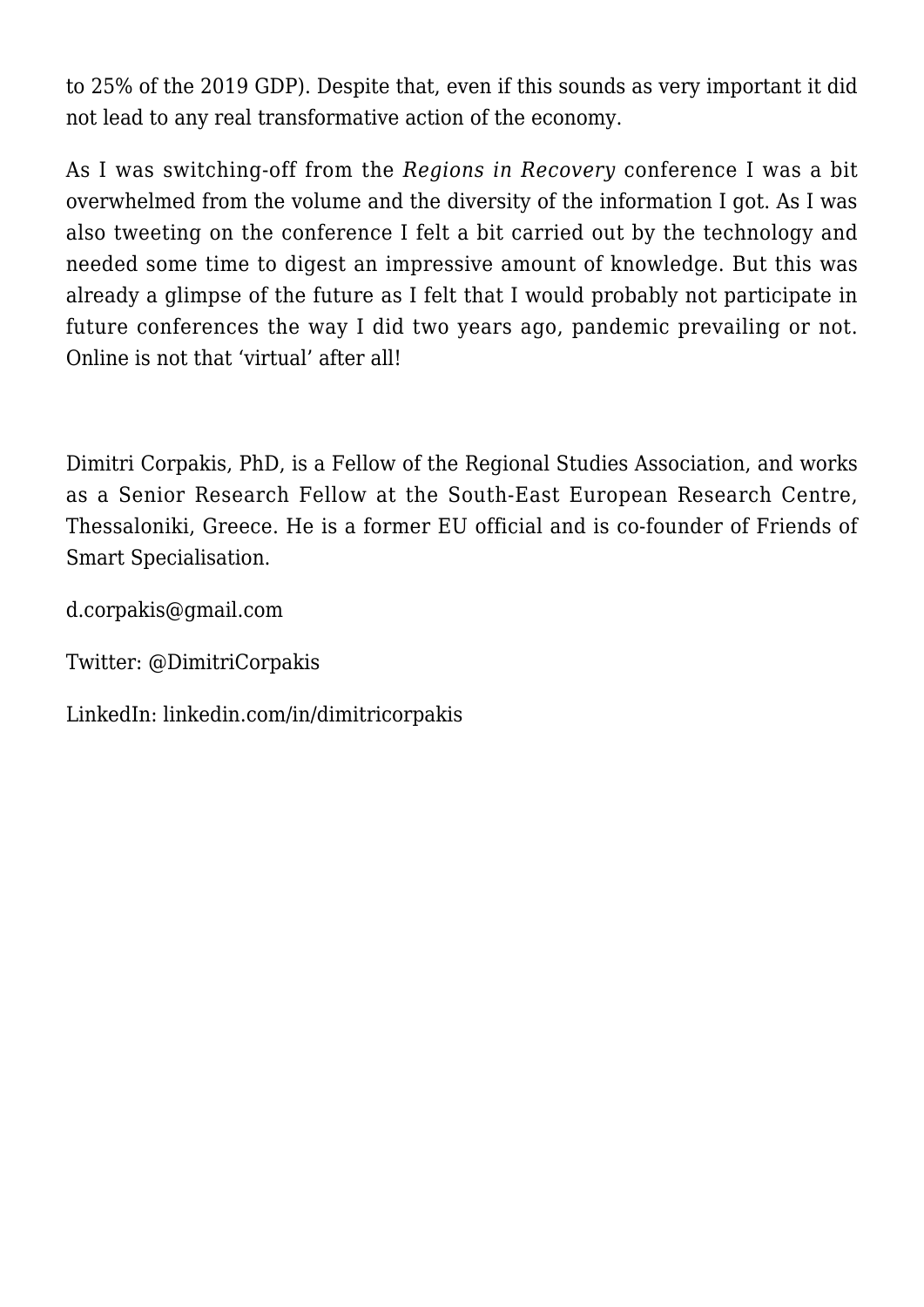to 25% of the 2019 GDP). Despite that, even if this sounds as very important it did not lead to any real transformative action of the economy.

As I was switching-off from the *Regions in Recovery* conference I was a bit overwhelmed from the volume and the diversity of the information I got. As I was also tweeting on the conference I felt a bit carried out by the technology and needed some time to digest an impressive amount of knowledge. But this was already a glimpse of the future as I felt that I would probably not participate in future conferences the way I did two years ago, pandemic prevailing or not. Online is not that 'virtual' after all!

Dimitri Corpakis, PhD, is a Fellow of the Regional Studies Association, and works as a Senior Research Fellow at the South-East European Research Centre, Thessaloniki, Greece. He is a former EU official and is co-founder of Friends of Smart Specialisation.

d.corpakis@gmail.com

Twitter: @DimitriCorpakis

LinkedIn: linkedin.com/in/dimitricorpakis